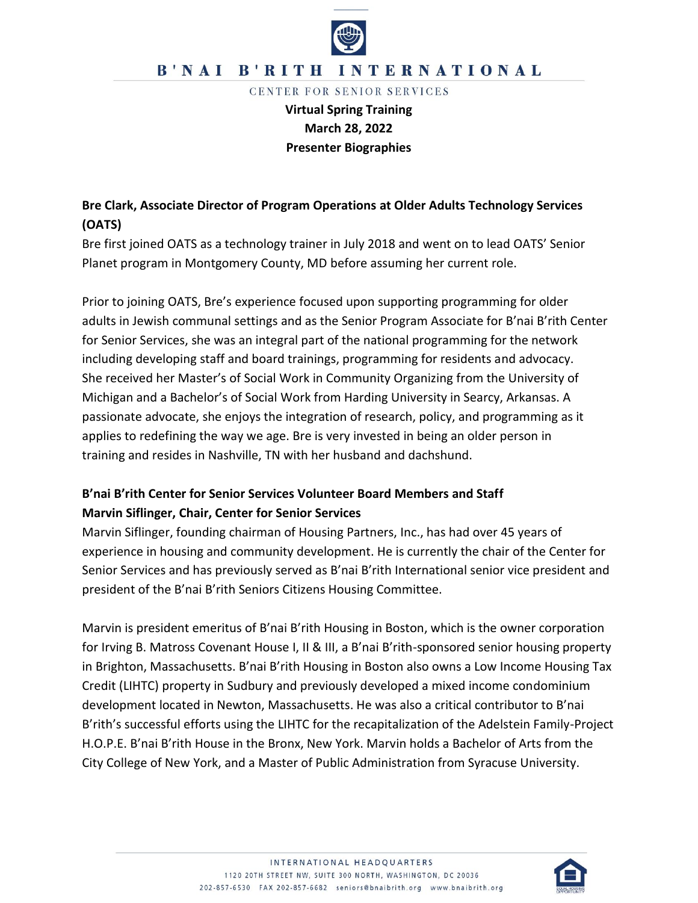# B'NAI B'RITH INTERNATIONAL

CENTER FOR SENIOR SERVICES

**Virtual Spring Training**
**March 28, 2022**
**Presenter Biographies**

**Bre Clark, Associate Director of Program Operations at Older Adults Technology Services (OATS)**

Bre first joined OATS as a technology trainer in July 2018 and went on to lead OATS' Senior Planet program in Montgomery County, MD before assuming her current role.

Prior to joining OATS, Bre's experience focused upon supporting programming for older adults in Jewish communal settings and as the Senior Program Associate for B'nai B'rith Center for Senior Services, she was an integral part of the national programming for the network including developing staff and board trainings, programming for residents and advocacy. She received her Master's of Social Work in Community Organizing from the University of Michigan and a Bachelor's of Social Work from Harding University in Searcy, Arkansas. A passionate advocate, she enjoys the integration of research, policy, and programming as it applies to redefining the way we age. Bre is very invested in being an older person in training and resides in Nashville, TN with her husband and dachshund.

**B'nai B'rith Center for Senior Services Volunteer Board Members and Staff**

**Marvin Siflinger, Chair, Center for Senior Services**

Marvin Siflinger, founding chairman of Housing Partners, Inc., has had over 45 years of experience in housing and community development. He is currently the chair of the Center for Senior Services and has previously served as B'nai B'rith International senior vice president and president of the B'nai B'rith Seniors Citizens Housing Committee.

Marvin is president emeritus of B'nai B'rith Housing in Boston, which is the owner corporation for Irving B. Matross Covenant House I, II & III, a B'nai B'rith-sponsored senior housing property in Brighton, Massachusetts. B'nai B'rith Housing in Boston also owns a Low Income Housing Tax Credit (LIHTC) property in Sudbury and previously developed a mixed income condominium development located in Newton, Massachusetts. He was also a critical contributor to B'nai B'rith's successful efforts using the LIHTC for the recapitalization of the Adelstein Family-Project H.O.P.E. B'nai B'rith House in the Bronx, New York. Marvin holds a Bachelor of Arts from the City College of New York, and a Master of Public Administration from Syracuse University.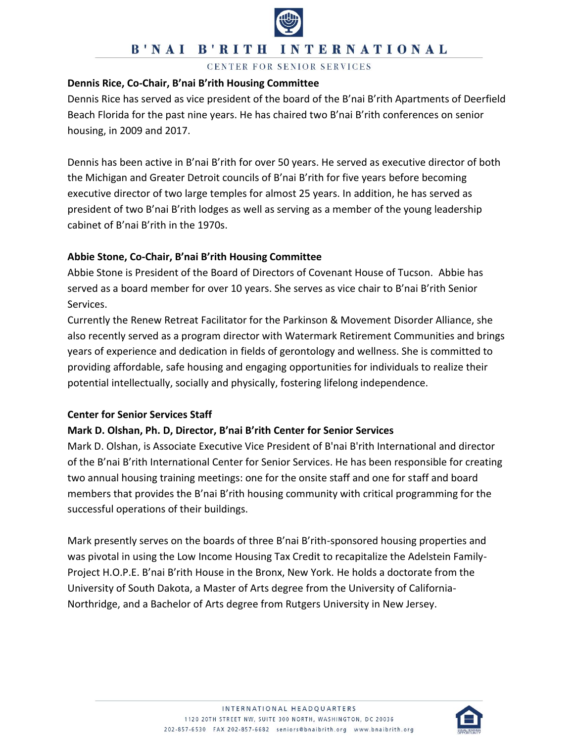**Dennis Rice, Co-Chair, B'nai B'rith Housing Committee**

Dennis Rice has served as vice president of the board of the B'nai B'rith Apartments of Deerfield Beach Florida for the past nine years. He has chaired two B'nai B'rith conferences on senior housing, in 2009 and 2017.

Dennis has been active in B'nai B'rith for over 50 years. He served as executive director of both the Michigan and Greater Detroit councils of B'nai B'rith for five years before becoming executive director of two large temples for almost 25 years. In addition, he has served as president of two B'nai B'rith lodges as well as serving as a member of the young leadership cabinet of B'nai B'rith in the 1970s.

**Abbie Stone, Co-Chair, B'nai B'rith Housing Committee**

Abbie Stone is President of the Board of Directors of Covenant House of Tucson. Abbie has served as a board member for over 10 years. She serves as vice chair to B'nai B'rith Senior Services.

Currently the Renew Retreat Facilitator for the Parkinson & Movement Disorder Alliance, she also recently served as a program director with Watermark Retirement Communities and brings years of experience and dedication in fields of gerontology and wellness. She is committed to providing affordable, safe housing and engaging opportunities for individuals to realize their potential intellectually, socially and physically, fostering lifelong independence.

**Center for Senior Services Staff**

**Mark D. Olshan, Ph. D, Director, B'nai B'rith Center for Senior Services**

Mark D. Olshan, is Associate Executive Vice President of B'nai B'rith International and director of the B'nai B'rith International Center for Senior Services. He has been responsible for creating two annual housing training meetings: one for the onsite staff and one for staff and board members that provides the B'nai B'rith housing community with critical programming for the successful operations of their buildings.

Mark presently serves on the boards of three B'nai B'rith-sponsored housing properties and was pivotal in using the Low Income Housing Tax Credit to recapitalize the Adelstein Family-Project H.O.P.E. B'nai B'rith House in the Bronx, New York. He holds a doctorate from the University of South Dakota, a Master of Arts degree from the University of California-Northridge, and a Bachelor of Arts degree from Rutgers University in New Jersey.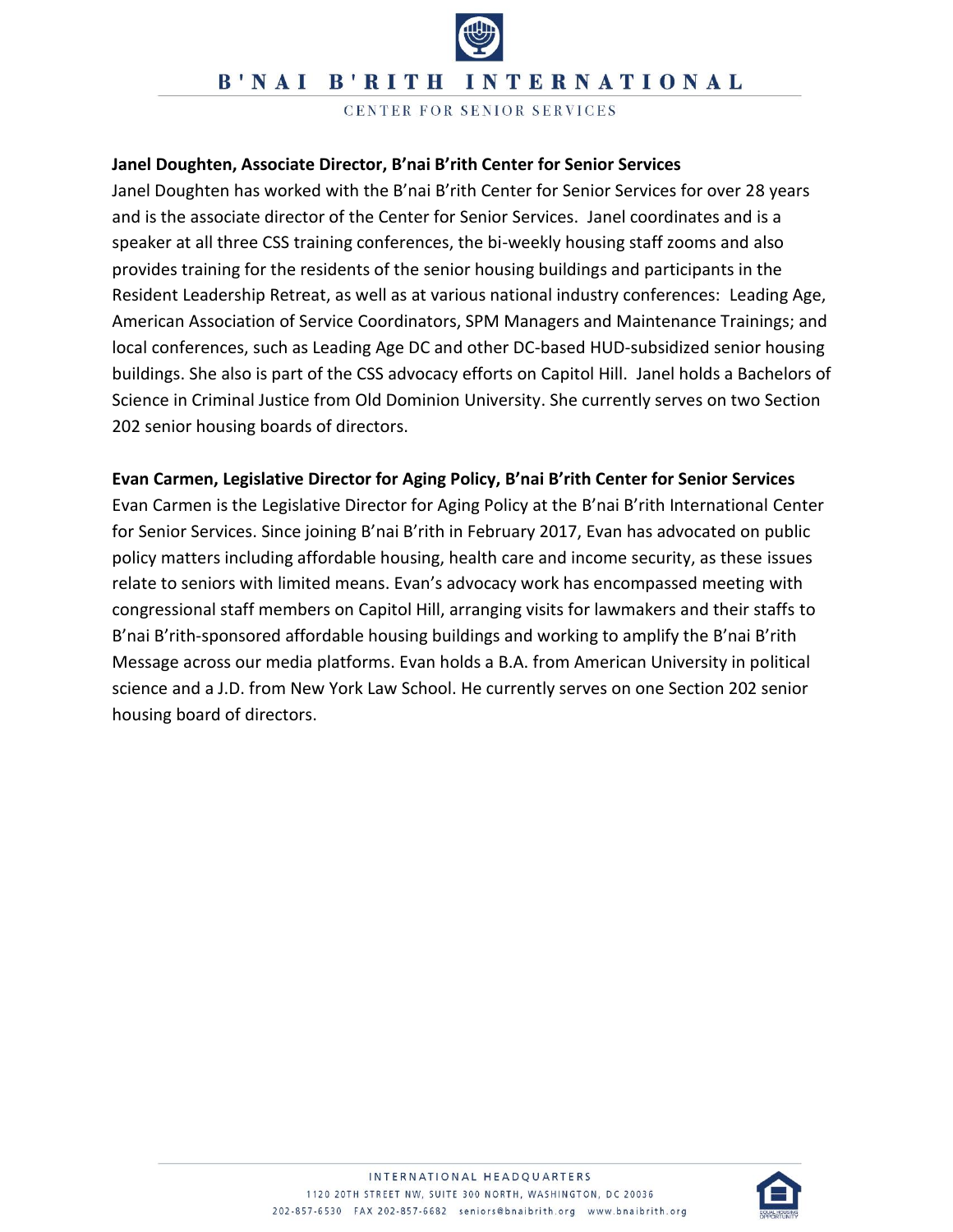**Janel Doughten, Associate Director, B'nai B'rith Center for Senior Services**

Janel Doughten has worked with the B'nai B'rith Center for Senior Services for over 28 years and is the associate director of the Center for Senior Services. Janel coordinates and is a speaker at all three CSS training conferences, the bi-weekly housing staff zooms and also provides training for the residents of the senior housing buildings and participants in the Resident Leadership Retreat, as well as at various national industry conferences: Leading Age, American Association of Service Coordinators, SPM Managers and Maintenance Trainings; and local conferences, such as Leading Age DC and other DC-based HUD-subsidized senior housing buildings. She also is part of the CSS advocacy efforts on Capitol Hill. Janel holds a Bachelors of Science in Criminal Justice from Old Dominion University. She currently serves on two Section 202 senior housing boards of directors.

**Evan Carmen, Legislative Director for Aging Policy, B'nai B'rith Center for Senior Services**

Evan Carmen is the Legislative Director for Aging Policy at the B'nai B'rith International Center for Senior Services. Since joining B'nai B'rith in February 2017, Evan has advocated on public policy matters including affordable housing, health care and income security, as these issues relate to seniors with limited means. Evan's advocacy work has encompassed meeting with congressional staff members on Capitol Hill, arranging visits for lawmakers and their staffs to B'nai B'rith-sponsored affordable housing buildings and working to amplify the B'nai B'rith Message across our media platforms. Evan holds a B.A. from American University in political science and a J.D. from New York Law School. He currently serves on one Section 202 senior housing board of directors.